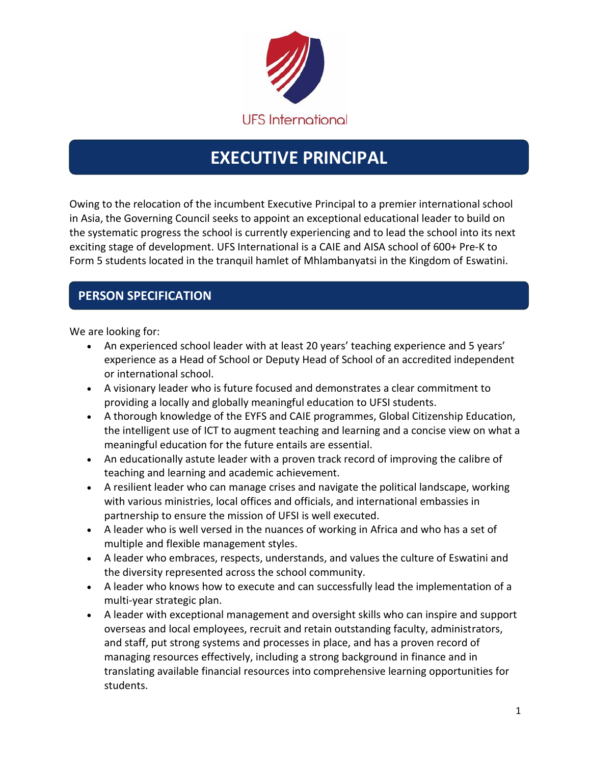UFS International

# EXECUTIVE PRINCIPAL

Owing to the relocation of the incumbent Executive Principal to a premier international school in Asia, the Governing Council seeks to appoint an exceptional educational leader to build on the systematic progress the school is currently experiencing and to lead the school into its next exciting stage of development. UFS International is a CAIE and AISA school of 600+ Pre-K to Form 5 students located in the tranquil hamlet of Mhlambanyatsi in the Kingdom of Eswatini.

## PERSON SPECIFICATION

We are looking for:

- An experienced school leader with at least 20 years' teaching experience and 5 years' experience as a Head of School or Deputy Head of School of an accredited independent or international school.
- A visionary leader who is future focused and demonstrates a clear commitment to providing a locally and globally meaningful education to UFSI students.
- A thorough knowledge of the EYFS and CAIE programmes, Global Citizenship Education, the intelligent use of ICT to augment teaching and learning and a concise view on what a meaningful education for the future entails are essential.
- An educationally astute leader with a proven track record of improving the calibre of teaching and learning and academic achievement.
- A resilient leader who can manage crises and navigate the political landscape, working with various ministries, local offices and officials, and international embassies in partnership to ensure the mission of UFSI is well executed.
- A leader who is well versed in the nuances of working in Africa and who has a set of multiple and flexible management styles.
- A leader who embraces, respects, understands, and values the culture of Eswatini and the diversity represented across the school community.
- A leader who knows how to execute and can successfully lead the implementation of a multi-year strategic plan.
- A leader with exceptional management and oversight skills who can inspire and support overseas and local employees, recruit and retain outstanding faculty, administrators, and staff, put strong systems and processes in place, and has a proven record of managing resources effectively, including a strong background in finance and in translating available financial resources into comprehensive learning opportunities for students.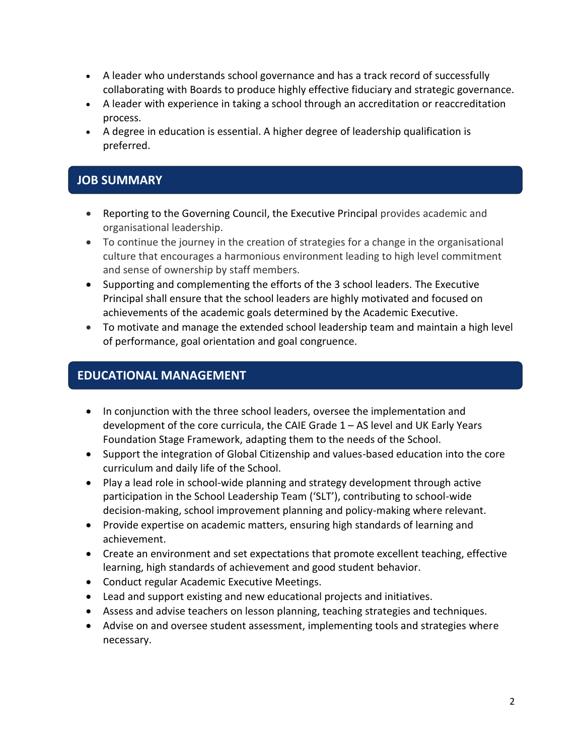- A leader who understands school governance and has a track record of successfully collaborating with Boards to produce highly effective fiduciary and strategic governance.
- A leader with experience in taking a school through an accreditation or reaccreditation process.
- A degree in education is essential. A higher degree of leadership qualification is preferred.

## JOB SUMMARY

- Reporting to the Governing Council, the Executive Principal provides academic and organisational leadership.
- To continue the journey in the creation of strategies for a change in the organisational culture that encourages a harmonious environment leading to high level commitment and sense of ownership by staff members.
- Supporting and complementing the efforts of the 3 school leaders. The Executive Principal shall ensure that the school leaders are highly motivated and focused on achievements of the academic goals determined by the Academic Executive.
- To motivate and manage the extended school leadership team and maintain a high level of performance, goal orientation and goal congruence.

## EDUCATIONAL MANAGEMENT

- In conjunction with the three school leaders, oversee the implementation and development of the core curricula, the CAIE Grade 1 – AS level and UK Early Years Foundation Stage Framework, adapting them to the needs of the School.
- Support the integration of Global Citizenship and values-based education into the core curriculum and daily life of the School.
- Play a lead role in school-wide planning and strategy development through active participation in the School Leadership Team ('SLT'), contributing to school-wide decision-making, school improvement planning and policy-making where relevant.
- Provide expertise on academic matters, ensuring high standards of learning and achievement.
- Create an environment and set expectations that promote excellent teaching, effective learning, high standards of achievement and good student behavior.
- Conduct regular Academic Executive Meetings.
- Lead and support existing and new educational projects and initiatives.
- Assess and advise teachers on lesson planning, teaching strategies and techniques.
- Advise on and oversee student assessment, implementing tools and strategies where necessary.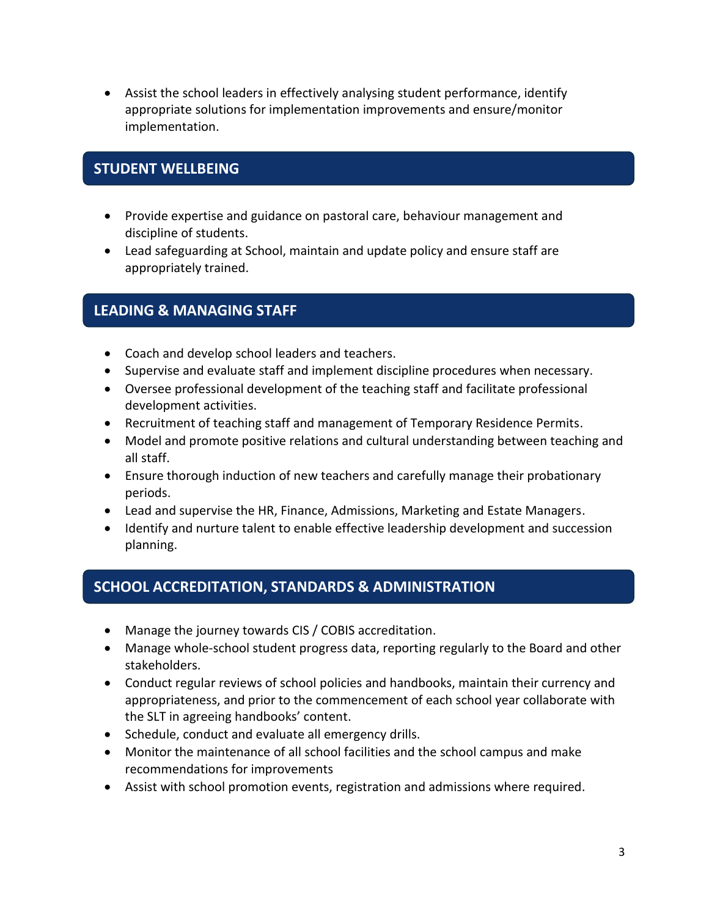- Assist the school leaders in effectively analysing student performance, identify appropriate solutions for implementation improvements and ensure/monitor implementation.

## STUDENT WELLBEING

- Provide expertise and guidance on pastoral care, behaviour management and discipline of students.
- Lead safeguarding at School, maintain and update policy and ensure staff are appropriately trained.

## LEADING & MANAGING STAFF

- Coach and develop school leaders and teachers.
- Supervise and evaluate staff and implement discipline procedures when necessary.
- Oversee professional development of the teaching staff and facilitate professional development activities.
- Recruitment of teaching staff and management of Temporary Residence Permits.
- Model and promote positive relations and cultural understanding between teaching and all staff.
- Ensure thorough induction of new teachers and carefully manage their probationary periods.
- Lead and supervise the HR, Finance, Admissions, Marketing and Estate Managers.
- Identify and nurture talent to enable effective leadership development and succession planning.

## SCHOOL ACCREDITATION, STANDARDS & ADMINISTRATION

- Manage the journey towards CIS / COBIS accreditation.
- Manage whole-school student progress data, reporting regularly to the Board and other stakeholders.
- Conduct regular reviews of school policies and handbooks, maintain their currency and appropriateness, and prior to the commencement of each school year collaborate with the SLT in agreeing handbooks' content.
- Schedule, conduct and evaluate all emergency drills.
- Monitor the maintenance of all school facilities and the school campus and make recommendations for improvements
- Assist with school promotion events, registration and admissions where required.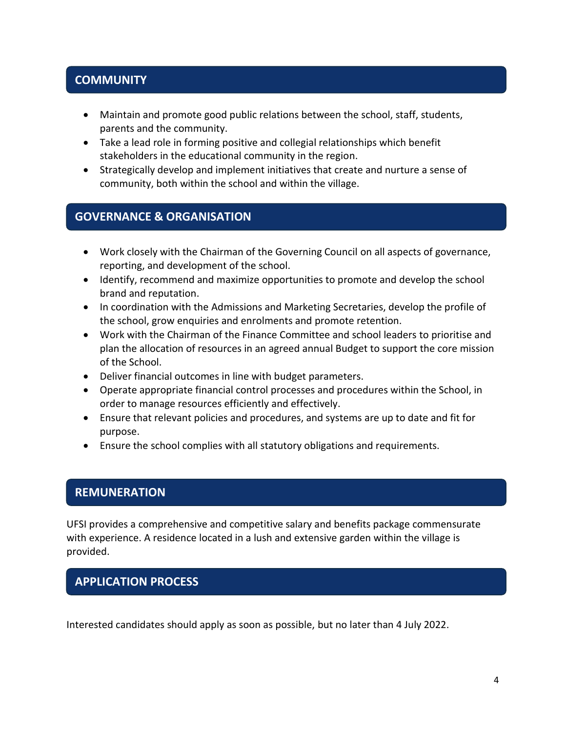## COMMUNITY

- Maintain and promote good public relations between the school, staff, students, parents and the community.
- Take a lead role in forming positive and collegial relationships which benefit stakeholders in the educational community in the region.
- Strategically develop and implement initiatives that create and nurture a sense of community, both within the school and within the village.

## GOVERNANCE & ORGANISATION

- Work closely with the Chairman of the Governing Council on all aspects of governance, reporting, and development of the school.
- Identify, recommend and maximize opportunities to promote and develop the school brand and reputation.
- In coordination with the Admissions and Marketing Secretaries, develop the profile of the school, grow enquiries and enrolments and promote retention.
- Work with the Chairman of the Finance Committee and school leaders to prioritise and plan the allocation of resources in an agreed annual Budget to support the core mission of the School.
- Deliver financial outcomes in line with budget parameters.
- Operate appropriate financial control processes and procedures within the School, in order to manage resources efficiently and effectively.
- Ensure that relevant policies and procedures, and systems are up to date and fit for purpose.
- Ensure the school complies with all statutory obligations and requirements.

## REMUNERATION

UFSI provides a comprehensive and competitive salary and benefits package commensurate with experience. A residence located in a lush and extensive garden within the village is provided.

## APPLICATION PROCESS

Interested candidates should apply as soon as possible, but no later than 4 July 2022.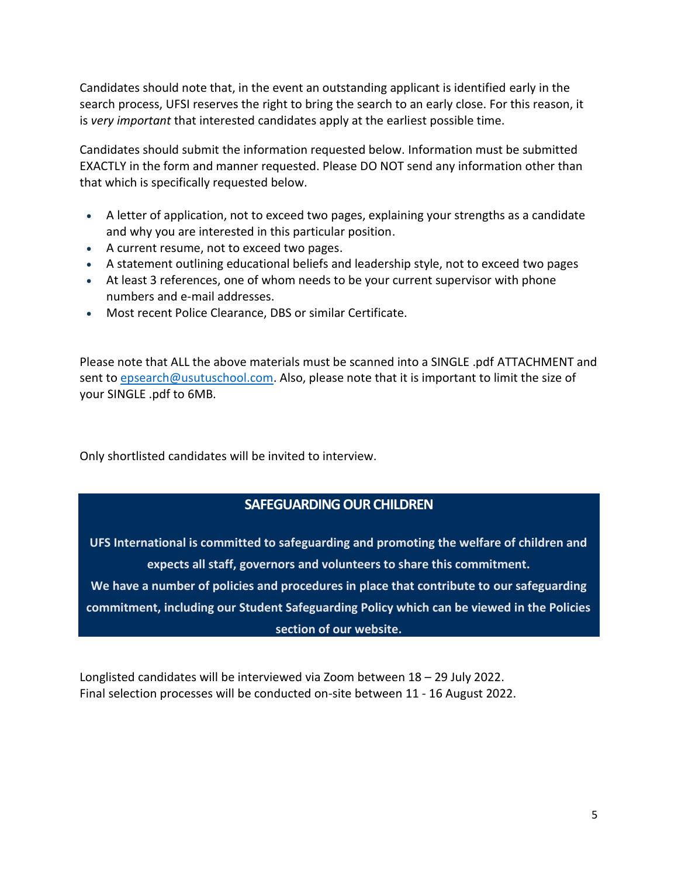Candidates should note that, in the event an outstanding applicant is identified early in the search process, UFSI reserves the right to bring the search to an early close. For this reason, it is *very important* that interested candidates apply at the earliest possible time.

Candidates should submit the information requested below. Information must be submitted EXACTLY in the form and manner requested. Please DO NOT send any information other than that which is specifically requested below.

- A letter of application, not to exceed two pages, explaining your strengths as a candidate and why you are interested in this particular position.
- A current resume, not to exceed two pages.
- A statement outlining educational beliefs and leadership style, not to exceed two pages
- At least 3 references, one of whom needs to be your current supervisor with phone numbers and e-mail addresses.
- Most recent Police Clearance, DBS or similar Certificate.

Please note that ALL the above materials must be scanned into a SINGLE .pdf ATTACHMENT and sent to epsearch@usutuschool.com. Also, please note that it is important to limit the size of your SINGLE .pdf to 6MB.

Only shortlisted candidates will be invited to interview.

## SAFEGUARDING OUR CHILDREN

**UFS International is committed to safeguarding and promoting the welfare of children and expects all staff, governors and volunteers to share this commitment.**
**We have a number of policies and procedures in place that contribute to our safeguarding commitment, including our Student Safeguarding Policy which can be viewed in the Policies section of our website.**

Longlisted candidates will be interviewed via Zoom between 18 – 29 July 2022.
Final selection processes will be conducted on-site between 11 - 16 August 2022.